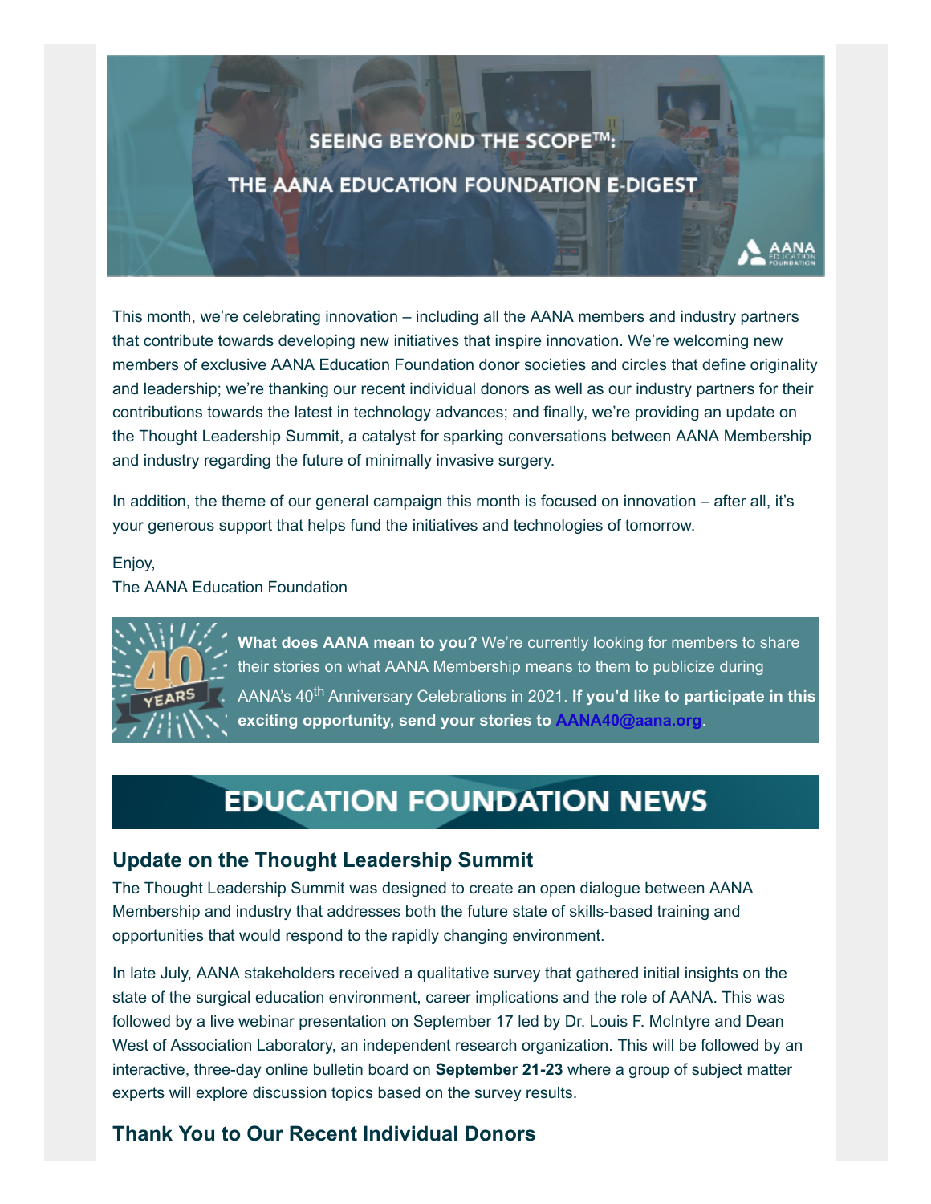# SEEING BEYOND THE SCOPE™: THE AANA EDUCATION FOUNDATION E-DIGEST

This month, we're celebrating innovation – including all the AANA members and industry partners that contribute towards developing new initiatives that inspire innovation. We're welcoming new members of exclusive AANA Education Foundation donor societies and circles that define originality and leadership; we're thanking our recent individual donors as well as our industry partners for their contributions towards the latest in technology advances; and finally, we're providing an update on the Thought Leadership Summit, a catalyst for sparking conversations between AANA Membership and industry regarding the future of minimally invasive surgery.

In addition, the theme of our general campaign this month is focused on innovation – after all, it's your generous support that helps fund the initiatives and technologies of tomorrow.

Enjoy,
The AANA Education Foundation

**What does AANA mean to you?** We're currently looking for members to share their stories on what AANA Membership means to them to publicize during AANA's 40th Anniversary Celebrations in 2021. **If you'd like to participate in this exciting opportunity, send your stories to AANA40@aana.org**.

# EDUCATION FOUNDATION NEWS

## Update on the Thought Leadership Summit

The Thought Leadership Summit was designed to create an open dialogue between AANA Membership and industry that addresses both the future state of skills-based training and opportunities that would respond to the rapidly changing environment.

In late July, AANA stakeholders received a qualitative survey that gathered initial insights on the state of the surgical education environment, career implications and the role of AANA. This was followed by a live webinar presentation on September 17 led by Dr. Louis F. McIntyre and Dean West of Association Laboratory, an independent research organization. This will be followed by an interactive, three-day online bulletin board on **September 21-23** where a group of subject matter experts will explore discussion topics based on the survey results.

## Thank You to Our Recent Individual Donors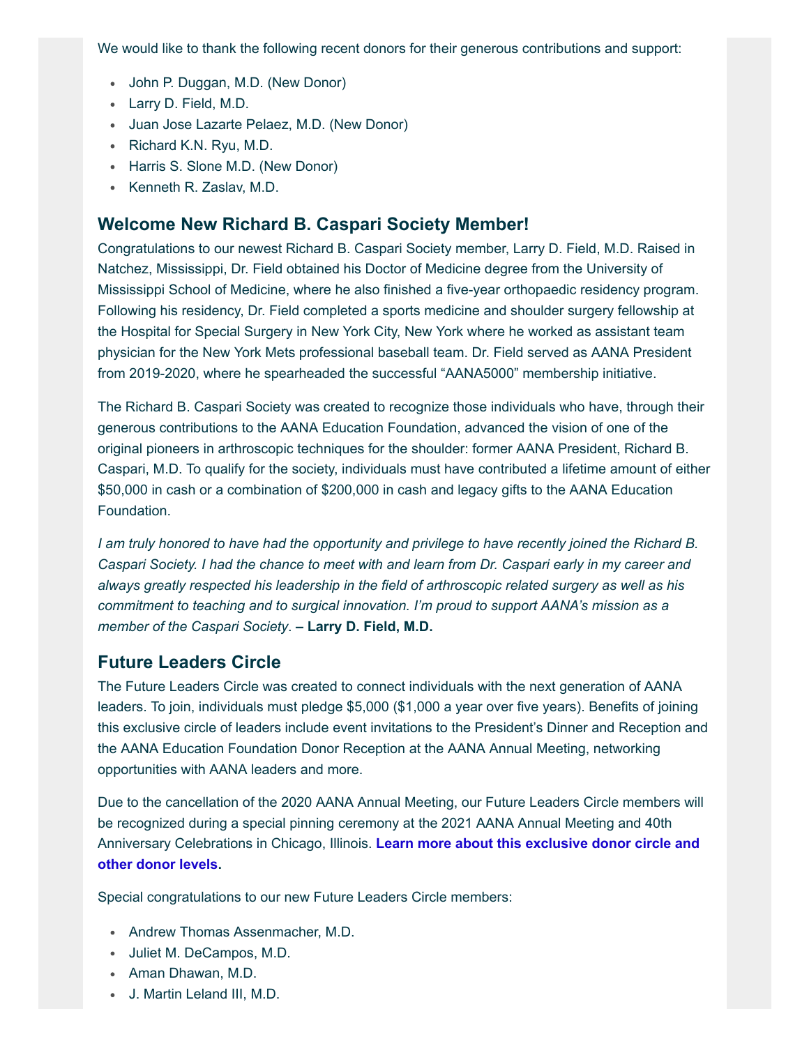We would like to thank the following recent donors for their generous contributions and support:

- John P. Duggan, M.D. (New Donor)
- Larry D. Field, M.D.
- Juan Jose Lazarte Pelaez, M.D. (New Donor)
- Richard K.N. Ryu, M.D.
- Harris S. Slone M.D. (New Donor)
- Kenneth R. Zaslav, M.D.

## Welcome New Richard B. Caspari Society Member!

Congratulations to our newest Richard B. Caspari Society member, Larry D. Field, M.D. Raised in Natchez, Mississippi, Dr. Field obtained his Doctor of Medicine degree from the University of Mississippi School of Medicine, where he also finished a five-year orthopaedic residency program. Following his residency, Dr. Field completed a sports medicine and shoulder surgery fellowship at the Hospital for Special Surgery in New York City, New York where he worked as assistant team physician for the New York Mets professional baseball team. Dr. Field served as AANA President from 2019-2020, where he spearheaded the successful “AANA5000” membership initiative.

The Richard B. Caspari Society was created to recognize those individuals who have, through their generous contributions to the AANA Education Foundation, advanced the vision of one of the original pioneers in arthroscopic techniques for the shoulder: former AANA President, Richard B. Caspari, M.D. To qualify for the society, individuals must have contributed a lifetime amount of either $50,000 in cash or a combination of $200,000 in cash and legacy gifts to the AANA Education Foundation.

*I am truly honored to have had the opportunity and privilege to have recently joined the Richard B. Caspari Society. I had the chance to meet with and learn from Dr. Caspari early in my career and always greatly respected his leadership in the field of arthroscopic related surgery as well as his commitment to teaching and to surgical innovation. I’m proud to support AANA’s mission as a member of the Caspari Society*. **– Larry D. Field, M.D.**

## Future Leaders Circle

The Future Leaders Circle was created to connect individuals with the next generation of AANA leaders. To join, individuals must pledge $5,000 ($1,000 a year over five years). Benefits of joining this exclusive circle of leaders include event invitations to the President’s Dinner and Reception and the AANA Education Foundation Donor Reception at the AANA Annual Meeting, networking opportunities with AANA leaders and more.

Due to the cancellation of the 2020 AANA Annual Meeting, our Future Leaders Circle members will be recognized during a special pinning ceremony at the 2021 AANA Annual Meeting and 40th Anniversary Celebrations in Chicago, Illinois. **Learn more about this exclusive donor circle and other donor levels.**

Special congratulations to our new Future Leaders Circle members:

- Andrew Thomas Assenmacher, M.D.
- Juliet M. DeCampos, M.D.
- Aman Dhawan, M.D.
- J. Martin Leland III, M.D.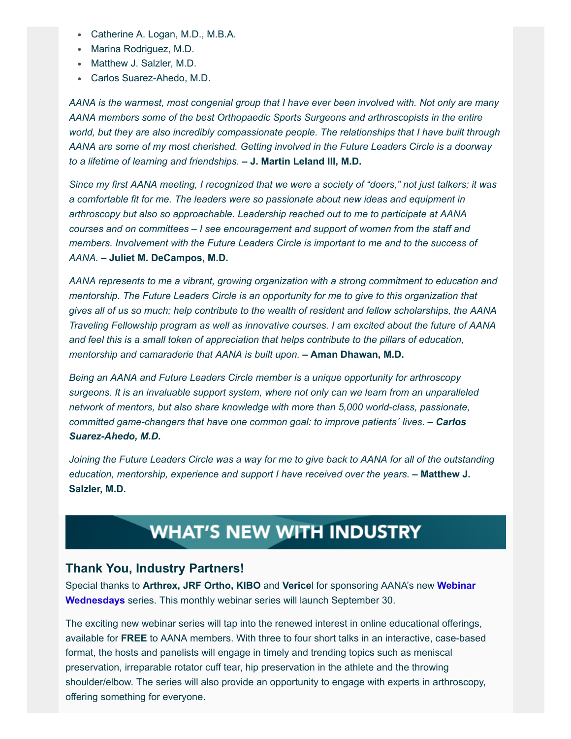- Catherine A. Logan, M.D., M.B.A.
- Marina Rodriguez, M.D.
- Matthew J. Salzler, M.D.
- Carlos Suarez-Ahedo, M.D.

*AANA is the warmest, most congenial group that I have ever been involved with. Not only are many AANA members some of the best Orthopaedic Sports Surgeons and arthroscopists in the entire world, but they are also incredibly compassionate people. The relationships that I have built through AANA are some of my most cherished. Getting involved in the Future Leaders Circle is a doorway to a lifetime of learning and friendships.* **– J. Martin Leland III, M.D.**

*Since my first AANA meeting, I recognized that we were a society of "doers," not just talkers; it was a comfortable fit for me. The leaders were so passionate about new ideas and equipment in arthroscopy but also so approachable. Leadership reached out to me to participate at AANA courses and on committees – I see encouragement and support of women from the staff and members. Involvement with the Future Leaders Circle is important to me and to the success of AANA.* **– Juliet M. DeCampos, M.D.**

*AANA represents to me a vibrant, growing organization with a strong commitment to education and mentorship. The Future Leaders Circle is an opportunity for me to give to this organization that gives all of us so much; help contribute to the wealth of resident and fellow scholarships, the AANA Traveling Fellowship program as well as innovative courses. I am excited about the future of AANA and feel this is a small token of appreciation that helps contribute to the pillars of education, mentorship and camaraderie that AANA is built upon.* **– Aman Dhawan, M.D.**

*Being an AANA and Future Leaders Circle member is a unique opportunity for arthroscopy surgeons. It is an invaluable support system, where not only can we learn from an unparalleled network of mentors, but also share knowledge with more than 5,000 world-class, passionate, committed game-changers that have one common goal: to improve patients´ lives.* ***– Carlos Suarez-Ahedo, M.D.***

*Joining the Future Leaders Circle was a way for me to give back to AANA for all of the outstanding education, mentorship, experience and support I have received over the years.* **– Matthew J. Salzler, M.D.**

# WHAT'S NEW WITH INDUSTRY

## Thank You, Industry Partners!

Special thanks to **Arthrex, JRF Ortho, KIBO** and **Vericel** for sponsoring AANA's new **Webinar Wednesdays** series. This monthly webinar series will launch September 30.

The exciting new webinar series will tap into the renewed interest in online educational offerings, available for **FREE** to AANA members. With three to four short talks in an interactive, case-based format, the hosts and panelists will engage in timely and trending topics such as meniscal preservation, irreparable rotator cuff tear, hip preservation in the athlete and the throwing shoulder/elbow. The series will also provide an opportunity to engage with experts in arthroscopy, offering something for everyone.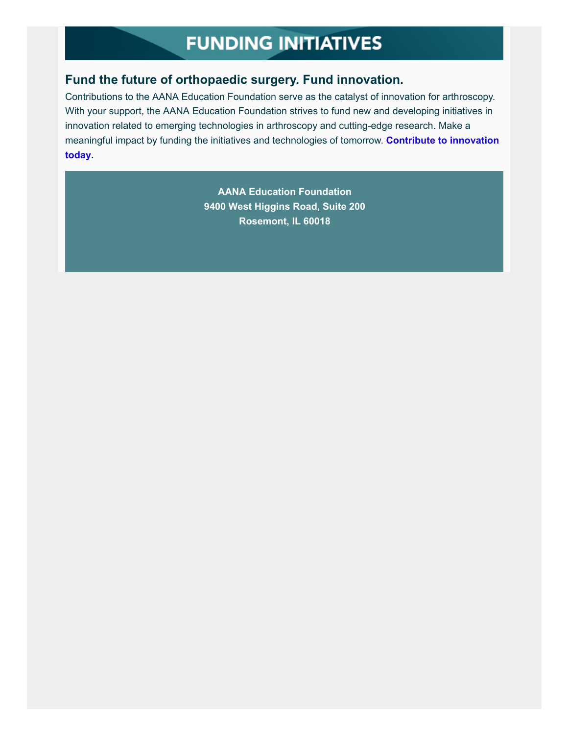# FUNDING INITIATIVES

## Fund the future of orthopaedic surgery. Fund innovation.

Contributions to the AANA Education Foundation serve as the catalyst of innovation for arthroscopy. With your support, the AANA Education Foundation strives to fund new and developing initiatives in innovation related to emerging technologies in arthroscopy and cutting-edge research. Make a meaningful impact by funding the initiatives and technologies of tomorrow. **Contribute to innovation today.**

**AANA Education Foundation**
**9400 West Higgins Road, Suite 200**
**Rosemont, IL 60018**